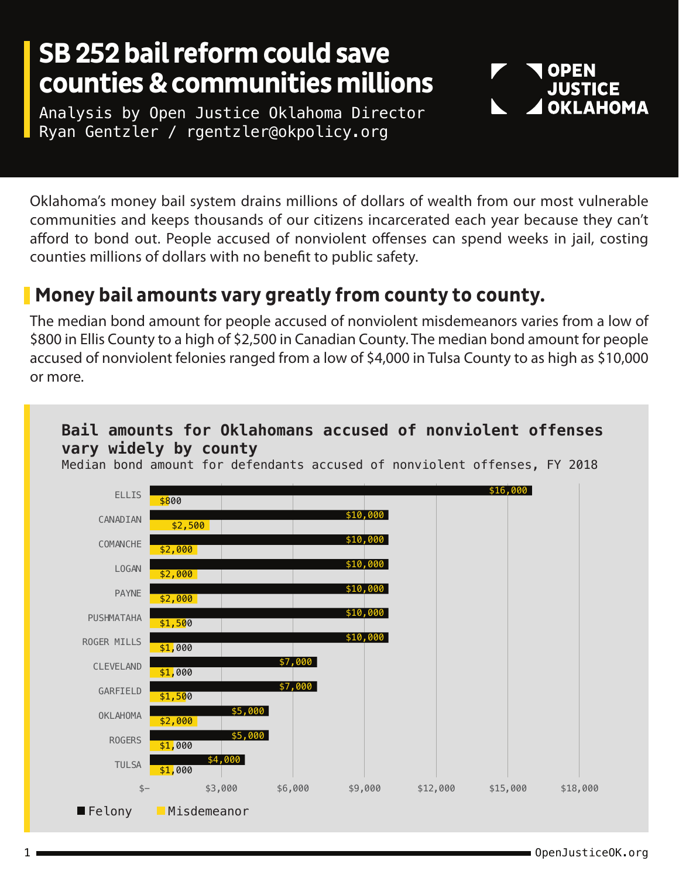# SB 252 bail reform could save counties & communities millions

Analysis by Open Justice Oklahoma Director Ryan Gentzler / rgentzler@okpolicy.org

OPEN JUSTICE OKLAHOMA

Oklahoma's money bail system drains millions of dollars of wealth from our most vulnerable communities and keeps thousands of our citizens incarcerated each year because they can't afford to bond out. People accused of nonviolent offenses can spend weeks in jail, costing counties millions of dollars with no benefit to public safety.

## Money bail amounts vary greatly from county to county.

The median bond amount for people accused of nonviolent misdemeanors varies from a low of $800 in Ellis County to a high of $2,500 in Canadian County. The median bond amount for people accused of nonviolent felonies ranged from a low of $4,000 in Tulsa County to as high as $10,000 or more.

**Bail amounts for Oklahomans accused of nonviolent offenses vary widely by county**

Median bond amount for defendants accused of nonviolent offenses, FY 2018

| County | Felony | Misdemeanor |
|---|---|---|
| ELLIS | $16,000 | $800 |
| CANADIAN | $10,000 | $2,500 |
| COMANCHE | $10,000 | $2,000 |
| LOGAN | $10,000 | $2,000 |
| PAYNE | $10,000 | $2,000 |
| PUSHMATAHA | $10,000 | $1,500 |
| ROGER MILLS | $10,000 | $1,000 |
| CLEVELAND | $7,000 | $1,000 |
| GARFIELD | $7,000 | $1,500 |
| OKLAHOMA | $5,000 | $2,000 |
| ROGERS | $5,000 | $1,000 |
| TULSA | $4,000 | $1,000 |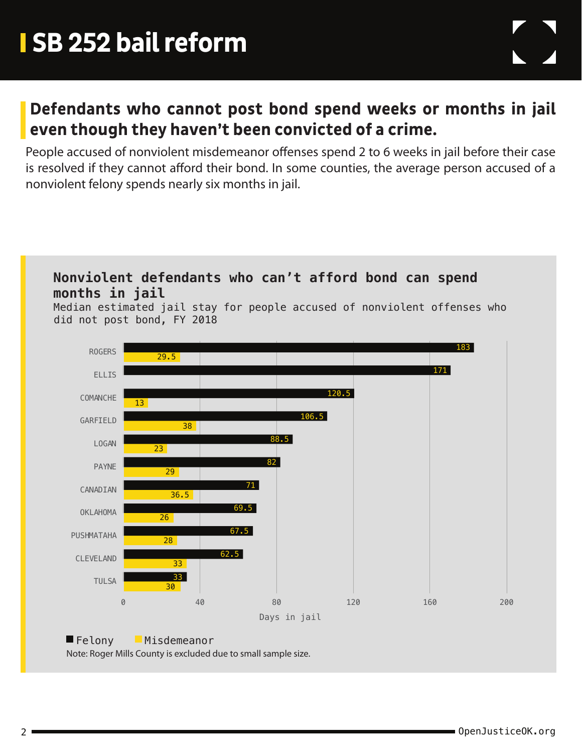# SB 252 bail reform

## Defendants who cannot post bond spend weeks or months in jail even though they haven't been convicted of a crime.

People accused of nonviolent misdemeanor offenses spend 2 to 6 weeks in jail before their case is resolved if they cannot afford their bond. In some counties, the average person accused of a nonviolent felony spends nearly six months in jail.

### Nonviolent defendants who can't afford bond can spend months in jail

Median estimated jail stay for people accused of nonviolent offenses who did not post bond, FY 2018

| County | Felony (days in jail) | Misdemeanor (days in jail) |
|---|---|---|
| ROGERS | 183 | 29.5 |
| ELLIS | 171 | |
| COMANCHE | 120.5 | 13 |
| GARFIELD | 106.5 | 38 |
| LOGAN | 88.5 | 23 |
| PAYNE | 82 | 29 |
| CANADIAN | 71 | 36.5 |
| OKLAHOMA | 69.5 | 26 |
| PUSHMATAHA | 67.5 | 28 |
| CLEVELAND | 62.5 | 33 |
| TULSA | 33 | 30 |

Note: Roger Mills County is excluded due to small sample size.

OpenJusticeOK.org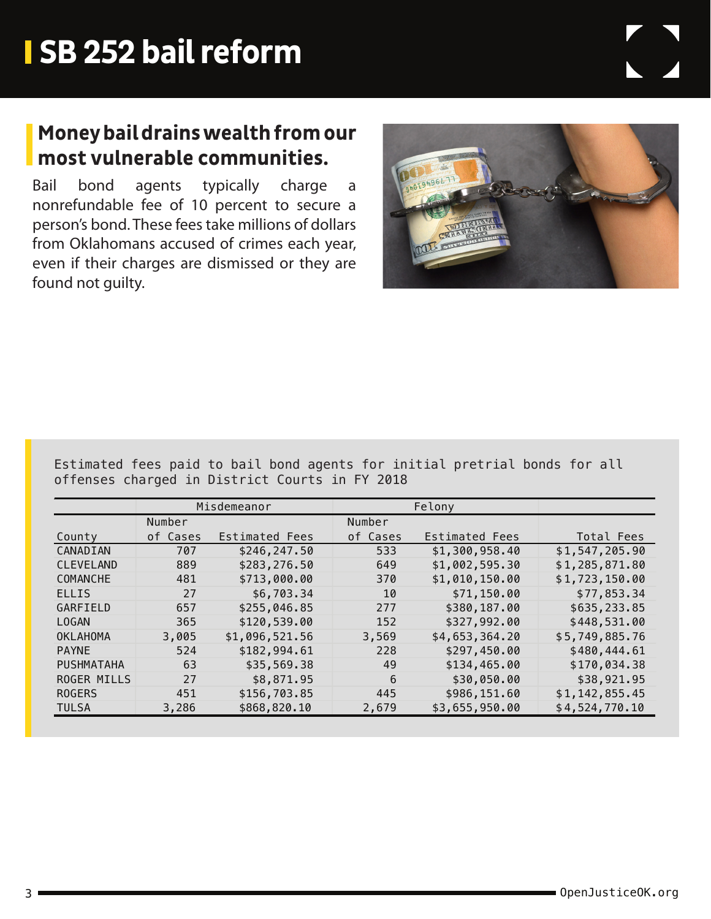# SB 252 bail reform

## Money bail drains wealth from our most vulnerable communities.

Bail bond agents typically charge a nonrefundable fee of 10 percent to secure a person's bond. These fees take millions of dollars from Oklahomans accused of crimes each year, even if their charges are dismissed or they are found not guilty.

Estimated fees paid to bail bond agents for initial pretrial bonds for all offenses charged in District Courts in FY 2018

| | Misdemeanor | | Felony | | |
|---|---|---|---|---|---|
| County | Number of Cases | Estimated Fees | Number of Cases | Estimated Fees | Total Fees |
| CANADIAN | 707 | $246,247.50 | 533 | $1,300,958.40 | $1,547,205.90 |
| CLEVELAND | 889 | $283,276.50 | 649 | $1,002,595.30 | $1,285,871.80 |
| COMANCHE | 481 | $713,000.00 | 370 | $1,010,150.00 | $1,723,150.00 |
| ELLIS | 27 | $6,703.34 | 10 | $71,150.00 | $77,853.34 |
| GARFIELD | 657 | $255,046.85 | 277 | $380,187.00 | $635,233.85 |
| LOGAN | 365 | $120,539.00 | 152 | $327,992.00 | $448,531.00 |
| OKLAHOMA | 3,005 | $1,096,521.56 | 3,569 | $4,653,364.20 | $5,749,885.76 |
| PAYNE | 524 | $182,994.61 | 228 | $297,450.00 | $480,444.61 |
| PUSHMATAHA | 63 | $35,569.38 | 49 | $134,465.00 | $170,034.38 |
| ROGER MILLS | 27 | $8,871.95 | 6 | $30,050.00 | $38,921.95 |
| ROGERS | 451 | $156,703.85 | 445 | $986,151.60 | $1,142,855.45 |
| TULSA | 3,286 | $868,820.10 | 2,679 | $3,655,950.00 | $4,524,770.10 |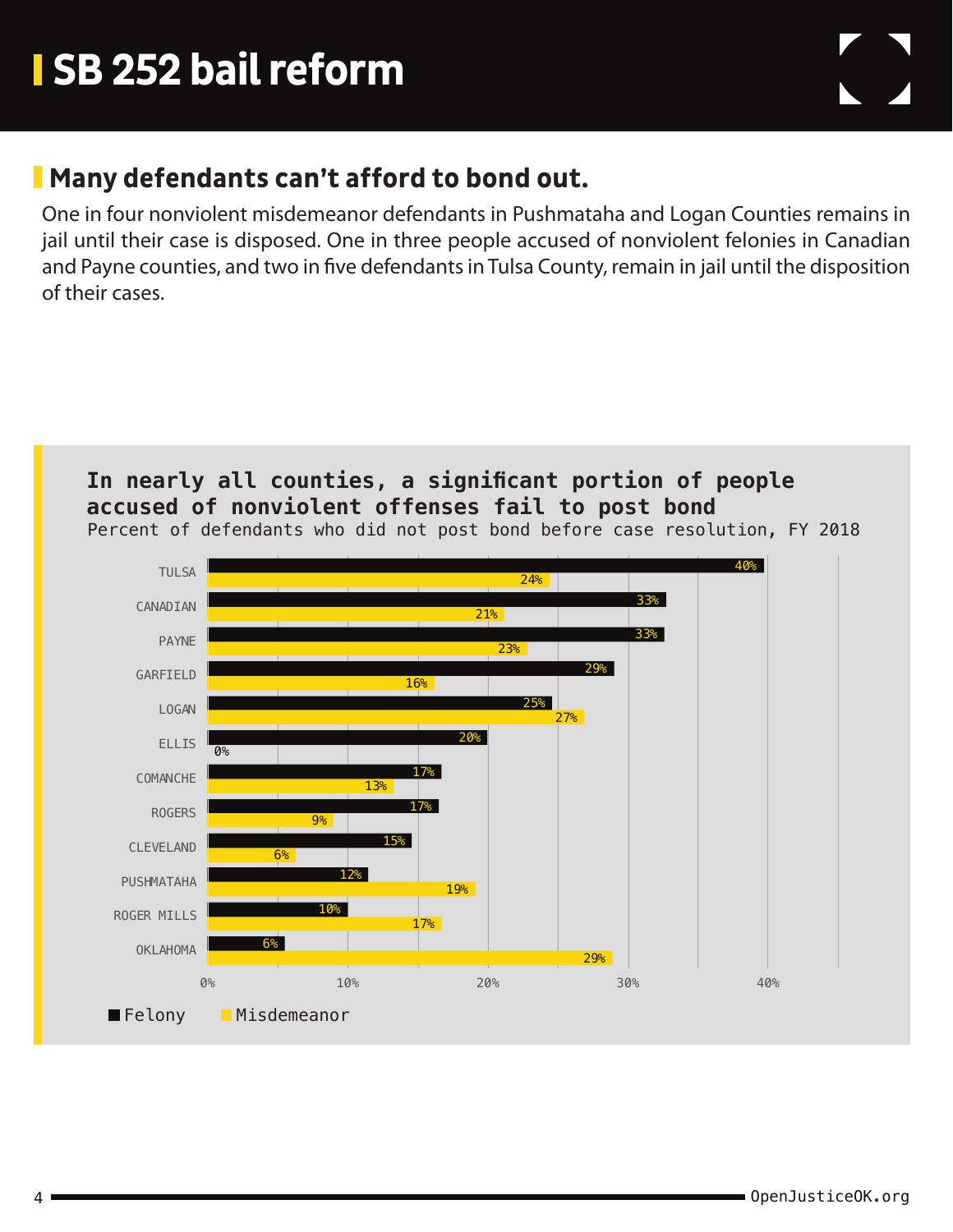# SB 252 bail reform

## Many defendants can't afford to bond out.

One in four nonviolent misdemeanor defendants in Pushmataha and Logan Counties remains in jail until their case is disposed. One in three people accused of nonviolent felonies in Canadian and Payne counties, and two in five defendants in Tulsa County, remain in jail until the disposition of their cases.

**In nearly all counties, a significant portion of people accused of nonviolent offenses fail to post bond**

Percent of defendants who did not post bond before case resolution, FY 2018

| County | Felony | Misdemeanor |
|---|---|---|
| TULSA | 40% | 24% |
| CANADIAN | 33% | 21% |
| PAYNE | 33% | 23% |
| GARFIELD | 29% | 16% |
| LOGAN | 25% | 27% |
| ELLIS | 20% | 0% |
| COMANCHE | 17% | 13% |
| ROGERS | 17% | 9% |
| CLEVELAND | 15% | 6% |
| PUSHMATAHA | 12% | 19% |
| ROGER MILLS | 10% | 17% |
| OKLAHOMA | 6% | 29% |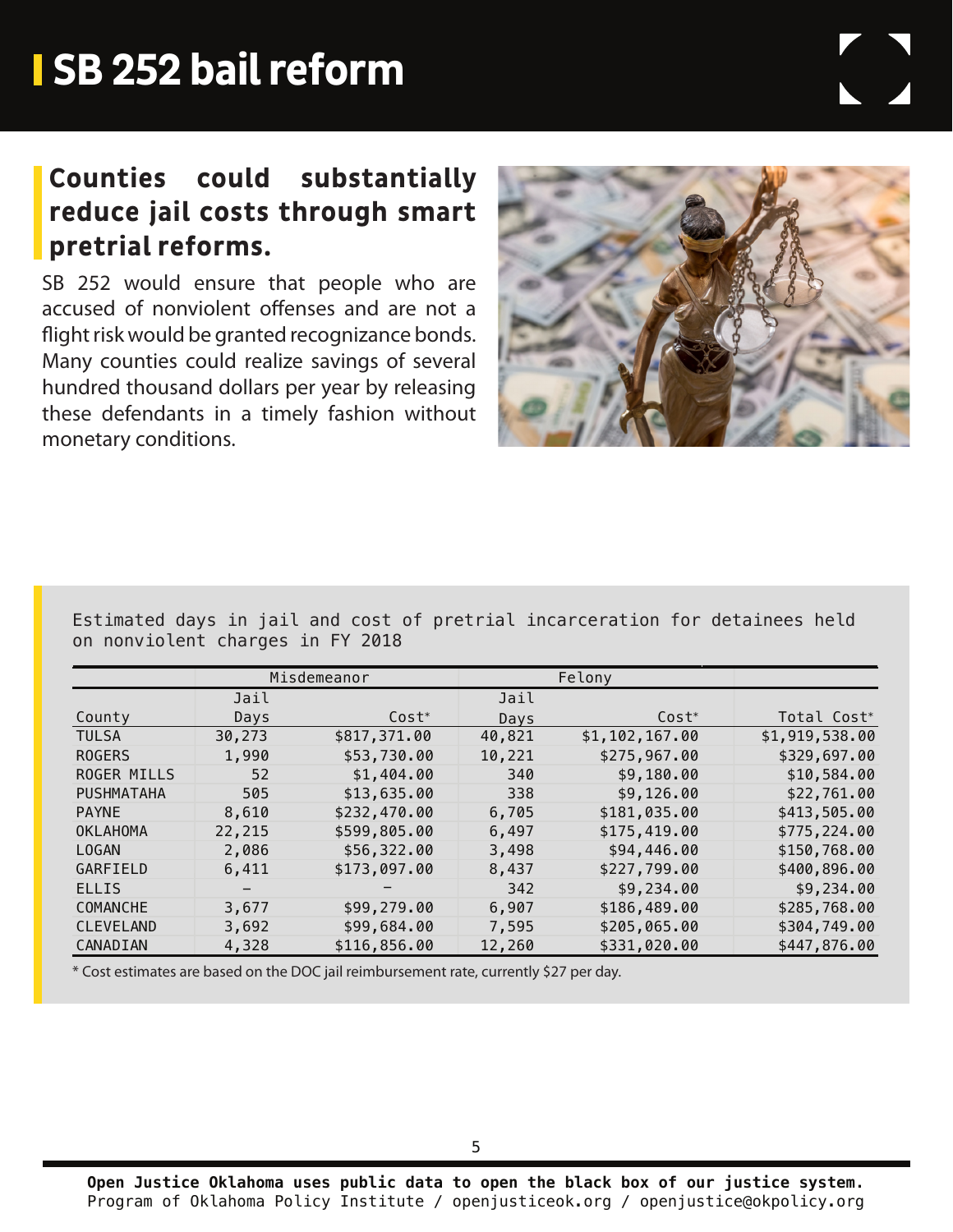# SB 252 bail reform

## Counties could substantially reduce jail costs through smart pretrial reforms.

SB 252 would ensure that people who are accused of nonviolent offenses and are not a flight risk would be granted recognizance bonds. Many counties could realize savings of several hundred thousand dollars per year by releasing these defendants in a timely fashion without monetary conditions.

Estimated days in jail and cost of pretrial incarceration for detainees held on nonviolent charges in FY 2018

| | Misdemeanor | | Felony | | |
|---|---|---|---|---|---|
| County | Jail Days | Cost* | Jail Days | Cost* | Total Cost* |
| TULSA | 30,273 | $817,371.00 | 40,821 | $1,102,167.00 | $1,919,538.00 |
| ROGERS | 1,990 | $53,730.00 | 10,221 | $275,967.00 | $329,697.00 |
| ROGER MILLS | 52 | $1,404.00 | 340 | $9,180.00 | $10,584.00 |
| PUSHMATAHA | 505 | $13,635.00 | 338 | $9,126.00 | $22,761.00 |
| PAYNE | 8,610 | $232,470.00 | 6,705 | $181,035.00 | $413,505.00 |
| OKLAHOMA | 22,215 | $599,805.00 | 6,497 | $175,419.00 | $775,224.00 |
| LOGAN | 2,086 | $56,322.00 | 3,498 | $94,446.00 | $150,768.00 |
| GARFIELD | 6,411 | $173,097.00 | 8,437 | $227,799.00 | $400,896.00 |
| ELLIS | – | – | 342 | $9,234.00 | $9,234.00 |
| COMANCHE | 3,677 | $99,279.00 | 6,907 | $186,489.00 | $285,768.00 |
| CLEVELAND | 3,692 | $99,684.00 | 7,595 | $205,065.00 | $304,749.00 |
| CANADIAN | 4,328 | $116,856.00 | 12,260 | $331,020.00 | $447,876.00 |

* Cost estimates are based on the DOC jail reimbursement rate, currently $27 per day.

**Open Justice Oklahoma uses public data to open the black box of our justice system.**
Program of Oklahoma Policy Institute / openjusticeok.org / openjustice@okpolicy.org